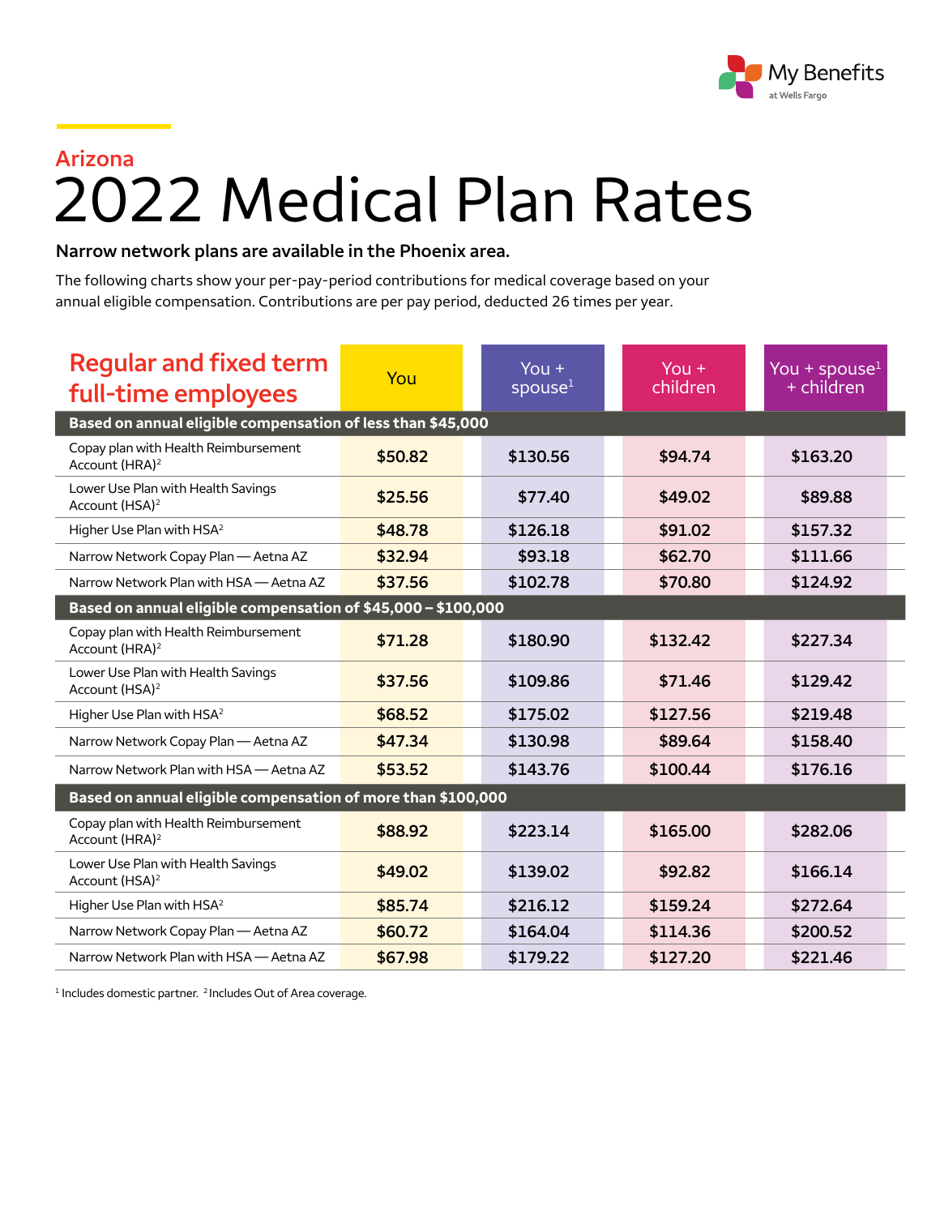My Benefits at Wells Fargo

Arizona

# 2022 Medical Plan Rates

**Narrow network plans are available in the Phoenix area.**

The following charts show your per-pay-period contributions for medical coverage based on your annual eligible compensation. Contributions are per pay period, deducted 26 times per year.

| Regular and fixed term full-time employees | You | You + spouse[1] | You + children | You + spouse[1] + children |
|---|---|---|---|---|
| **Based on annual eligible compensation of less than $45,000** | | | | |
| Copay plan with Health Reimbursement Account (HRA)[2] | $50.82 | $130.56 | $94.74 | $163.20 |
| Lower Use Plan with Health Savings Account (HSA)[2] | $25.56 | $77.40 | $49.02 | $89.88 |
| Higher Use Plan with HSA[2] | $48.78 | $126.18 | $91.02 | $157.32 |
| Narrow Network Copay Plan — Aetna AZ | $32.94 | $93.18 | $62.70 | $111.66 |
| Narrow Network Plan with HSA — Aetna AZ | $37.56 | $102.78 | $70.80 | $124.92 |
| **Based on annual eligible compensation of $45,000 – $100,000** | | | | |
| Copay plan with Health Reimbursement Account (HRA)[2] | $71.28 | $180.90 | $132.42 | $227.34 |
| Lower Use Plan with Health Savings Account (HSA)[2] | $37.56 | $109.86 | $71.46 | $129.42 |
| Higher Use Plan with HSA[2] | $68.52 | $175.02 | $127.56 | $219.48 |
| Narrow Network Copay Plan — Aetna AZ | $47.34 | $130.98 | $89.64 | $158.40 |
| Narrow Network Plan with HSA — Aetna AZ | $53.52 | $143.76 | $100.44 | $176.16 |
| **Based on annual eligible compensation of more than $100,000** | | | | |
| Copay plan with Health Reimbursement Account (HRA)[2] | $88.92 | $223.14 | $165.00 | $282.06 |
| Lower Use Plan with Health Savings Account (HSA)[2] | $49.02 | $139.02 | $92.82 | $166.14 |
| Higher Use Plan with HSA[2] | $85.74 | $216.12 | $159.24 | $272.64 |
| Narrow Network Copay Plan — Aetna AZ | $60.72 | $164.04 | $114.36 | $200.52 |
| Narrow Network Plan with HSA — Aetna AZ | $67.98 | $179.22 | $127.20 | $221.46 |

[1] Includes domestic partner. [2] Includes Out of Area coverage.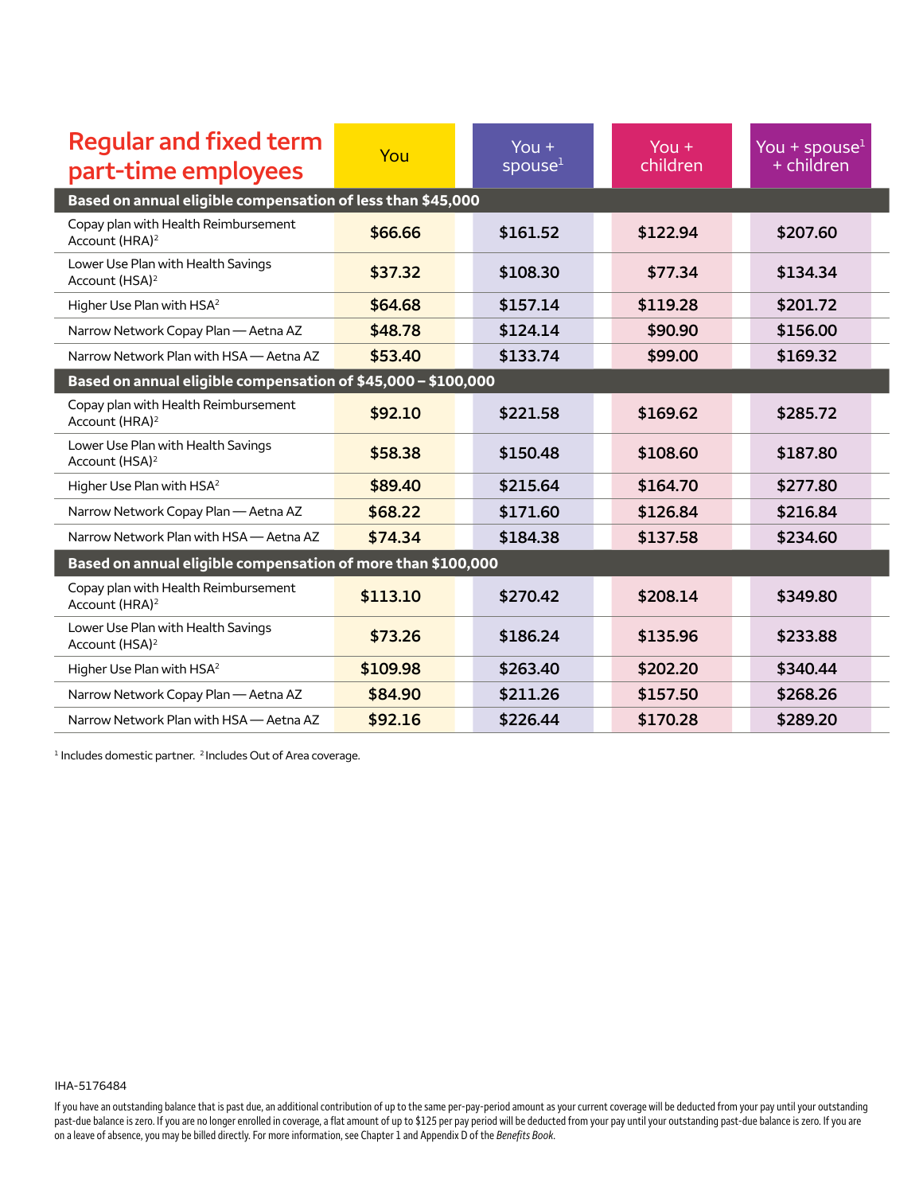| Regular and fixed term part-time employees | You | You + spouse[1] | You + children | You + spouse[1] + children |
|---|---|---|---|---|
| **Based on annual eligible compensation of less than $45,000** | | | | |
| Copay plan with Health Reimbursement Account (HRA)[2] | $66.66 | $161.52 | $122.94 | $207.60 |
| Lower Use Plan with Health Savings Account (HSA)[2] | $37.32 | $108.30 | $77.34 | $134.34 |
| Higher Use Plan with HSA[2] | $64.68 | $157.14 | $119.28 | $201.72 |
| Narrow Network Copay Plan — Aetna AZ | $48.78 | $124.14 | $90.90 | $156.00 |
| Narrow Network Plan with HSA — Aetna AZ | $53.40 | $133.74 | $99.00 | $169.32 |
| **Based on annual eligible compensation of $45,000 – $100,000** | | | | |
| Copay plan with Health Reimbursement Account (HRA)[2] | $92.10 | $221.58 | $169.62 | $285.72 |
| Lower Use Plan with Health Savings Account (HSA)[2] | $58.38 | $150.48 | $108.60 | $187.80 |
| Higher Use Plan with HSA[2] | $89.40 | $215.64 | $164.70 | $277.80 |
| Narrow Network Copay Plan — Aetna AZ | $68.22 | $171.60 | $126.84 | $216.84 |
| Narrow Network Plan with HSA — Aetna AZ | $74.34 | $184.38 | $137.58 | $234.60 |
| **Based on annual eligible compensation of more than $100,000** | | | | |
| Copay plan with Health Reimbursement Account (HRA)[2] | $113.10 | $270.42 | $208.14 | $349.80 |
| Lower Use Plan with Health Savings Account (HSA)[2] | $73.26 | $186.24 | $135.96 | $233.88 |
| Higher Use Plan with HSA[2] | $109.98 | $263.40 | $202.20 | $340.44 |
| Narrow Network Copay Plan — Aetna AZ | $84.90 | $211.26 | $157.50 | $268.26 |
| Narrow Network Plan with HSA — Aetna AZ | $92.16 | $226.44 | $170.28 | $289.20 |

[1] Includes domestic partner. [2] Includes Out of Area coverage.

IHA-5176484

If you have an outstanding balance that is past due, an additional contribution of up to the same per-pay-period amount as your current coverage will be deducted from your pay until your outstanding past-due balance is zero. If you are no longer enrolled in coverage, a flat amount of up to $125 per pay period will be deducted from your pay until your outstanding past-due balance is zero. If you are on a leave of absence, you may be billed directly. For more information, see Chapter 1 and Appendix D of the *Benefits Book*.